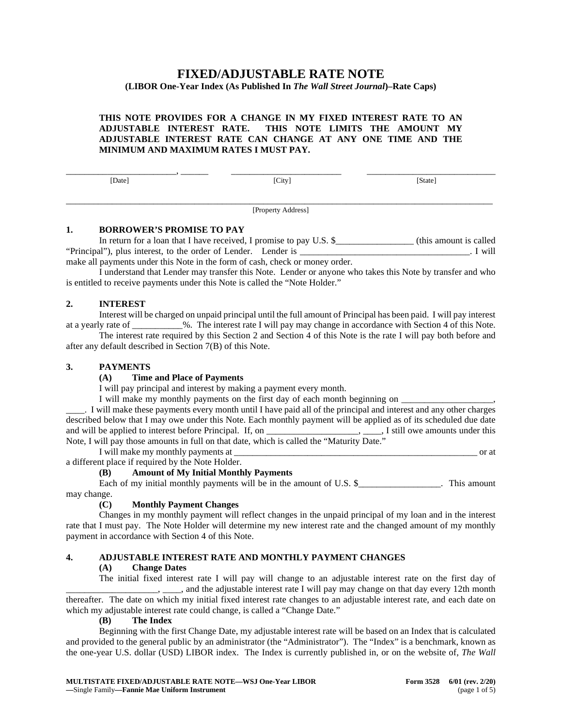# FIXED/ADJUSTABLE RATE NOTE

**(LIBOR One-Year Index (As Published In *The Wall Street Journal*)–Rate Caps)**

**THIS NOTE PROVIDES FOR A CHANGE IN MY FIXED INTEREST RATE TO AN ADJUSTABLE INTEREST RATE. THIS NOTE LIMITS THE AMOUNT MY ADJUSTABLE INTEREST RATE CAN CHANGE AT ANY ONE TIME AND THE MINIMUM AND MAXIMUM RATES I MUST PAY.**

_________________________, ______ [Date] _________________________ [City] _____________________________ [State]

_______________________________________________________________________________________________

[Property Address]

## 1. BORROWER'S PROMISE TO PAY

In return for a loan that I have received, I promise to pay U.S. $_________________ (this amount is called "Principal"), plus interest, to the order of Lender. Lender is _____________________________________. I will make all payments under this Note in the form of cash, check or money order.

I understand that Lender may transfer this Note. Lender or anyone who takes this Note by transfer and who is entitled to receive payments under this Note is called the "Note Holder."

## 2. INTEREST

Interest will be charged on unpaid principal until the full amount of Principal has been paid. I will pay interest at a yearly rate of ___________%. The interest rate I will pay may change in accordance with Section 4 of this Note.

The interest rate required by this Section 2 and Section 4 of this Note is the rate I will pay both before and after any default described in Section 7(B) of this Note.

## 3. PAYMENTS

### (A) Time and Place of Payments

I will pay principal and interest by making a payment every month.

I will make my monthly payments on the first day of each month beginning on ___________________, ____. I will make these payments every month until I have paid all of the principal and interest and any other charges described below that I may owe under this Note. Each monthly payment will be applied as of its scheduled due date and will be applied to interest before Principal. If, on ___________________, ____, I still owe amounts under this Note, I will pay those amounts in full on that date, which is called the "Maturity Date."

I will make my monthly payments at _________________________________________________________ or at a different place if required by the Note Holder.

### (B) Amount of My Initial Monthly Payments

Each of my initial monthly payments will be in the amount of U.S. $_________________. This amount may change.

### (C) Monthly Payment Changes

Changes in my monthly payment will reflect changes in the unpaid principal of my loan and in the interest rate that I must pay. The Note Holder will determine my new interest rate and the changed amount of my monthly payment in accordance with Section 4 of this Note.

## 4. ADJUSTABLE INTEREST RATE AND MONTHLY PAYMENT CHANGES

### (A) Change Dates

The initial fixed interest rate I will pay will change to an adjustable interest rate on the first day of ___________________, ____, and the adjustable interest rate I will pay may change on that day every 12th month thereafter. The date on which my initial fixed interest rate changes to an adjustable interest rate, and each date on which my adjustable interest rate could change, is called a "Change Date."

### (B) The Index

Beginning with the first Change Date, my adjustable interest rate will be based on an Index that is calculated and provided to the general public by an administrator (the "Administrator"). The "Index" is a benchmark, known as the one-year U.S. dollar (USD) LIBOR index. The Index is currently published in, or on the website of, *The Wall*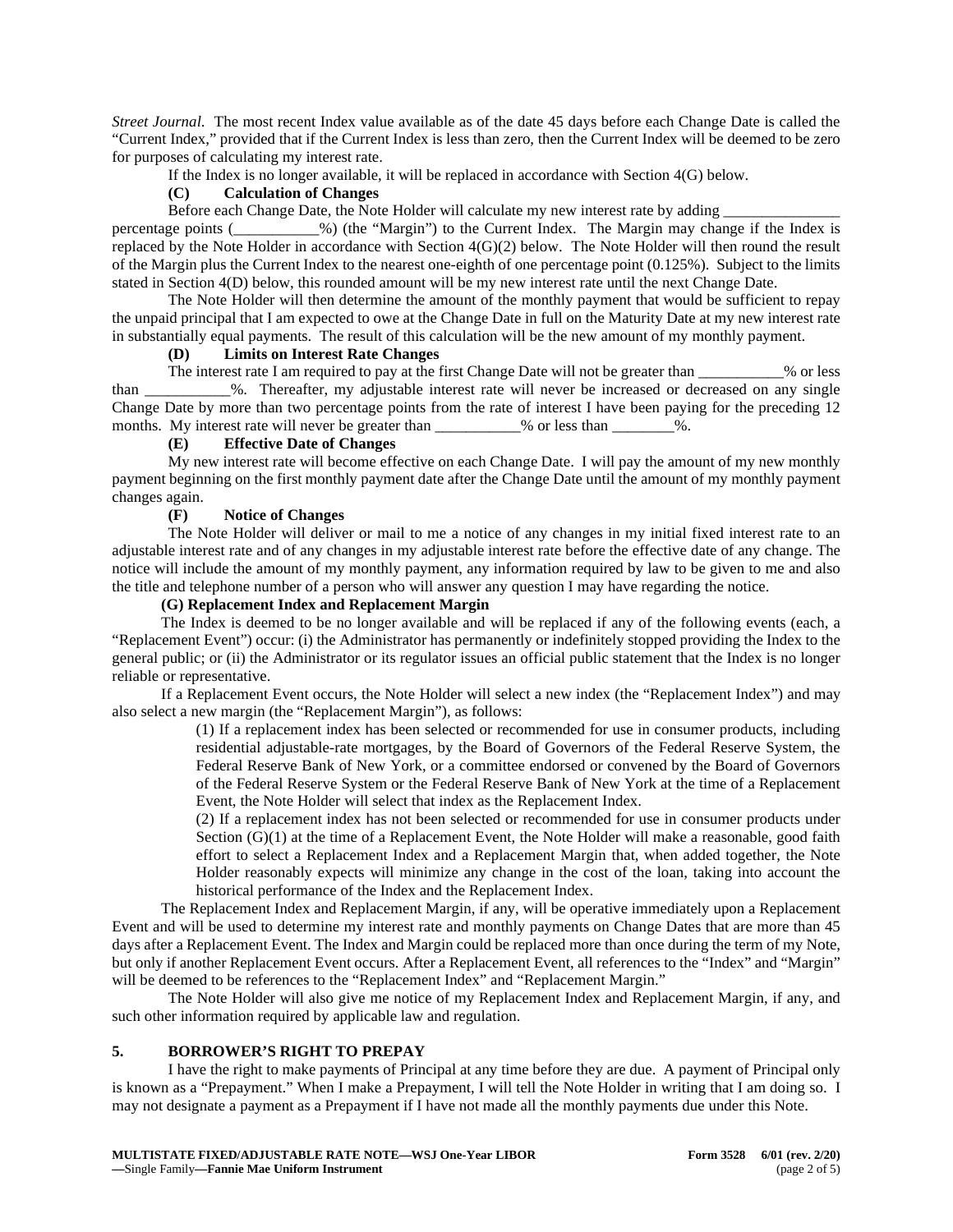*Street Journal*. The most recent Index value available as of the date 45 days before each Change Date is called the "Current Index," provided that if the Current Index is less than zero, then the Current Index will be deemed to be zero for purposes of calculating my interest rate.

If the Index is no longer available, it will be replaced in accordance with Section 4(G) below.

**(C) Calculation of Changes**

Before each Change Date, the Note Holder will calculate my new interest rate by adding _______________ percentage points (___________%) (the "Margin") to the Current Index. The Margin may change if the Index is replaced by the Note Holder in accordance with Section 4(G)(2) below. The Note Holder will then round the result of the Margin plus the Current Index to the nearest one-eighth of one percentage point (0.125%). Subject to the limits stated in Section 4(D) below, this rounded amount will be my new interest rate until the next Change Date.

The Note Holder will then determine the amount of the monthly payment that would be sufficient to repay the unpaid principal that I am expected to owe at the Change Date in full on the Maturity Date at my new interest rate in substantially equal payments. The result of this calculation will be the new amount of my monthly payment.

**(D) Limits on Interest Rate Changes**

The interest rate I am required to pay at the first Change Date will not be greater than ___________% or less than ___________%. Thereafter, my adjustable interest rate will never be increased or decreased on any single Change Date by more than two percentage points from the rate of interest I have been paying for the preceding 12 months. My interest rate will never be greater than ___________% or less than ________%.

**(E) Effective Date of Changes**

My new interest rate will become effective on each Change Date. I will pay the amount of my new monthly payment beginning on the first monthly payment date after the Change Date until the amount of my monthly payment changes again.

**(F) Notice of Changes**

The Note Holder will deliver or mail to me a notice of any changes in my initial fixed interest rate to an adjustable interest rate and of any changes in my adjustable interest rate before the effective date of any change. The notice will include the amount of my monthly payment, any information required by law to be given to me and also the title and telephone number of a person who will answer any question I may have regarding the notice.

**(G) Replacement Index and Replacement Margin**

The Index is deemed to be no longer available and will be replaced if any of the following events (each, a "Replacement Event") occur: (i) the Administrator has permanently or indefinitely stopped providing the Index to the general public; or (ii) the Administrator or its regulator issues an official public statement that the Index is no longer reliable or representative.

If a Replacement Event occurs, the Note Holder will select a new index (the "Replacement Index") and may also select a new margin (the "Replacement Margin"), as follows:

(1) If a replacement index has been selected or recommended for use in consumer products, including residential adjustable-rate mortgages, by the Board of Governors of the Federal Reserve System, the Federal Reserve Bank of New York, or a committee endorsed or convened by the Board of Governors of the Federal Reserve System or the Federal Reserve Bank of New York at the time of a Replacement Event, the Note Holder will select that index as the Replacement Index.

(2) If a replacement index has not been selected or recommended for use in consumer products under Section (G)(1) at the time of a Replacement Event, the Note Holder will make a reasonable, good faith effort to select a Replacement Index and a Replacement Margin that, when added together, the Note Holder reasonably expects will minimize any change in the cost of the loan, taking into account the historical performance of the Index and the Replacement Index.

The Replacement Index and Replacement Margin, if any, will be operative immediately upon a Replacement Event and will be used to determine my interest rate and monthly payments on Change Dates that are more than 45 days after a Replacement Event. The Index and Margin could be replaced more than once during the term of my Note, but only if another Replacement Event occurs. After a Replacement Event, all references to the "Index" and "Margin" will be deemed to be references to the "Replacement Index" and "Replacement Margin."

The Note Holder will also give me notice of my Replacement Index and Replacement Margin, if any, and such other information required by applicable law and regulation.

## 5. BORROWER'S RIGHT TO PREPAY

I have the right to make payments of Principal at any time before they are due. A payment of Principal only is known as a "Prepayment." When I make a Prepayment, I will tell the Note Holder in writing that I am doing so. I may not designate a payment as a Prepayment if I have not made all the monthly payments due under this Note.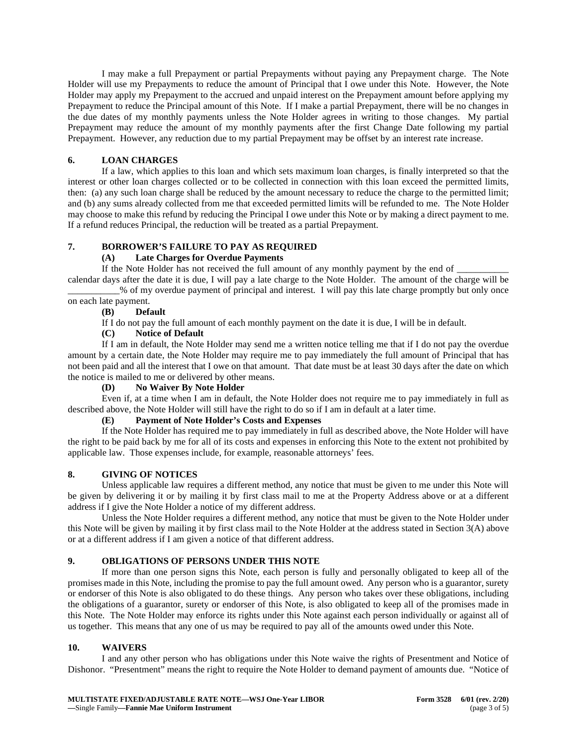I may make a full Prepayment or partial Prepayments without paying any Prepayment charge. The Note Holder will use my Prepayments to reduce the amount of Principal that I owe under this Note. However, the Note Holder may apply my Prepayment to the accrued and unpaid interest on the Prepayment amount before applying my Prepayment to reduce the Principal amount of this Note. If I make a partial Prepayment, there will be no changes in the due dates of my monthly payments unless the Note Holder agrees in writing to those changes. My partial Prepayment may reduce the amount of my monthly payments after the first Change Date following my partial Prepayment. However, any reduction due to my partial Prepayment may be offset by an interest rate increase.

## 6. LOAN CHARGES

If a law, which applies to this loan and which sets maximum loan charges, is finally interpreted so that the interest or other loan charges collected or to be collected in connection with this loan exceed the permitted limits, then: (a) any such loan charge shall be reduced by the amount necessary to reduce the charge to the permitted limit; and (b) any sums already collected from me that exceeded permitted limits will be refunded to me. The Note Holder may choose to make this refund by reducing the Principal I owe under this Note or by making a direct payment to me. If a refund reduces Principal, the reduction will be treated as a partial Prepayment.

## 7. BORROWER'S FAILURE TO PAY AS REQUIRED

**(A) Late Charges for Overdue Payments**

If the Note Holder has not received the full amount of any monthly payment by the end of ___________ calendar days after the date it is due, I will pay a late charge to the Note Holder. The amount of the charge will be ___________% of my overdue payment of principal and interest. I will pay this late charge promptly but only once on each late payment.

**(B) Default**

If I do not pay the full amount of each monthly payment on the date it is due, I will be in default.

**(C) Notice of Default**

If I am in default, the Note Holder may send me a written notice telling me that if I do not pay the overdue amount by a certain date, the Note Holder may require me to pay immediately the full amount of Principal that has not been paid and all the interest that I owe on that amount. That date must be at least 30 days after the date on which the notice is mailed to me or delivered by other means.

**(D) No Waiver By Note Holder**

Even if, at a time when I am in default, the Note Holder does not require me to pay immediately in full as described above, the Note Holder will still have the right to do so if I am in default at a later time.

**(E) Payment of Note Holder's Costs and Expenses**

If the Note Holder has required me to pay immediately in full as described above, the Note Holder will have the right to be paid back by me for all of its costs and expenses in enforcing this Note to the extent not prohibited by applicable law. Those expenses include, for example, reasonable attorneys' fees.

## 8. GIVING OF NOTICES

Unless applicable law requires a different method, any notice that must be given to me under this Note will be given by delivering it or by mailing it by first class mail to me at the Property Address above or at a different address if I give the Note Holder a notice of my different address.

Unless the Note Holder requires a different method, any notice that must be given to the Note Holder under this Note will be given by mailing it by first class mail to the Note Holder at the address stated in Section 3(A) above or at a different address if I am given a notice of that different address.

## 9. OBLIGATIONS OF PERSONS UNDER THIS NOTE

If more than one person signs this Note, each person is fully and personally obligated to keep all of the promises made in this Note, including the promise to pay the full amount owed. Any person who is a guarantor, surety or endorser of this Note is also obligated to do these things. Any person who takes over these obligations, including the obligations of a guarantor, surety or endorser of this Note, is also obligated to keep all of the promises made in this Note. The Note Holder may enforce its rights under this Note against each person individually or against all of us together. This means that any one of us may be required to pay all of the amounts owed under this Note.

## 10. WAIVERS

I and any other person who has obligations under this Note waive the rights of Presentment and Notice of Dishonor. "Presentment" means the right to require the Note Holder to demand payment of amounts due. "Notice of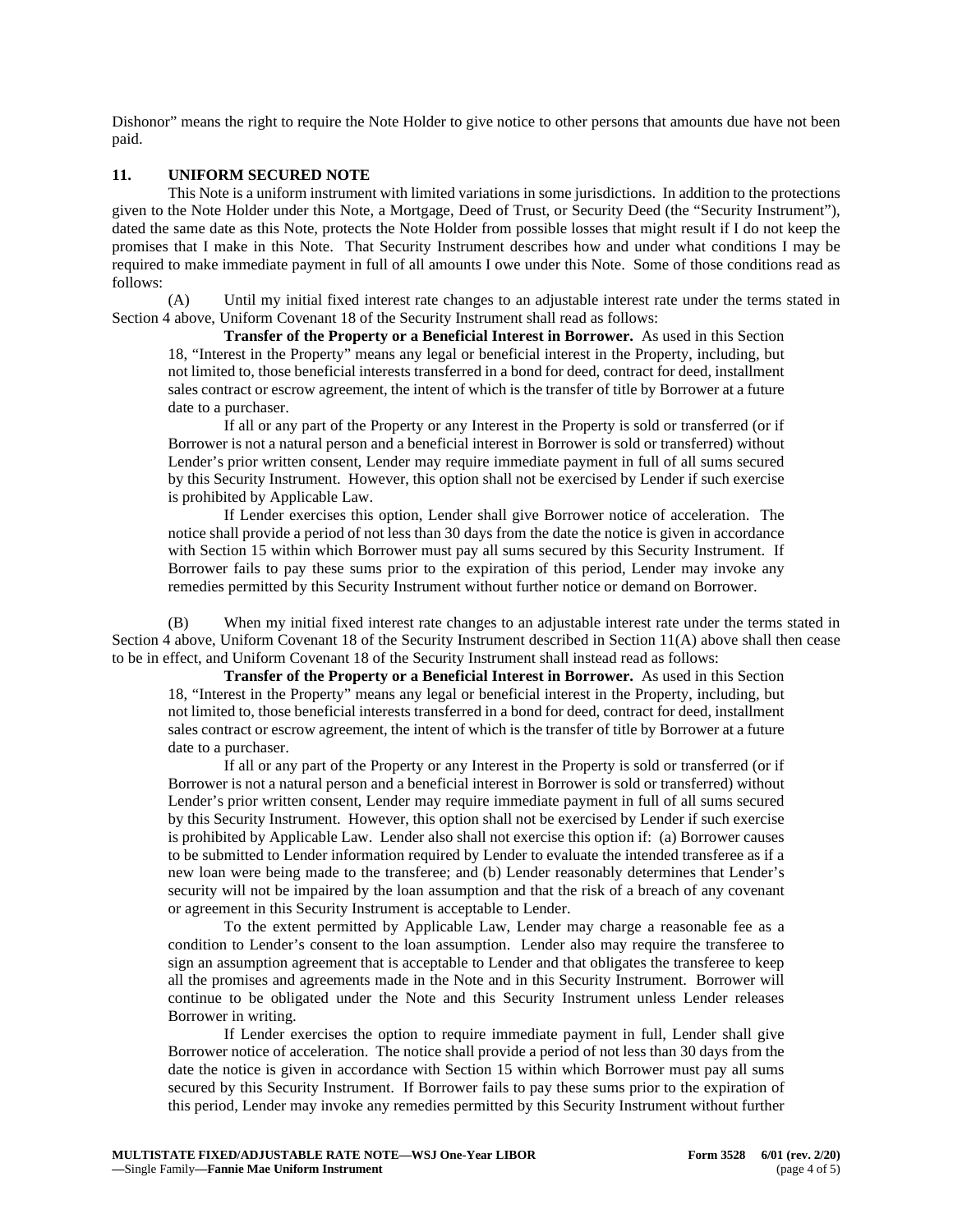Dishonor" means the right to require the Note Holder to give notice to other persons that amounts due have not been paid.

## 11. UNIFORM SECURED NOTE

This Note is a uniform instrument with limited variations in some jurisdictions. In addition to the protections given to the Note Holder under this Note, a Mortgage, Deed of Trust, or Security Deed (the "Security Instrument"), dated the same date as this Note, protects the Note Holder from possible losses that might result if I do not keep the promises that I make in this Note. That Security Instrument describes how and under what conditions I may be required to make immediate payment in full of all amounts I owe under this Note. Some of those conditions read as follows:

(A) Until my initial fixed interest rate changes to an adjustable interest rate under the terms stated in Section 4 above, Uniform Covenant 18 of the Security Instrument shall read as follows:

> **Transfer of the Property or a Beneficial Interest in Borrower.** As used in this Section 18, "Interest in the Property" means any legal or beneficial interest in the Property, including, but not limited to, those beneficial interests transferred in a bond for deed, contract for deed, installment sales contract or escrow agreement, the intent of which is the transfer of title by Borrower at a future date to a purchaser.
>
> If all or any part of the Property or any Interest in the Property is sold or transferred (or if Borrower is not a natural person and a beneficial interest in Borrower is sold or transferred) without Lender's prior written consent, Lender may require immediate payment in full of all sums secured by this Security Instrument. However, this option shall not be exercised by Lender if such exercise is prohibited by Applicable Law.
>
> If Lender exercises this option, Lender shall give Borrower notice of acceleration. The notice shall provide a period of not less than 30 days from the date the notice is given in accordance with Section 15 within which Borrower must pay all sums secured by this Security Instrument. If Borrower fails to pay these sums prior to the expiration of this period, Lender may invoke any remedies permitted by this Security Instrument without further notice or demand on Borrower.

(B) When my initial fixed interest rate changes to an adjustable interest rate under the terms stated in Section 4 above, Uniform Covenant 18 of the Security Instrument described in Section 11(A) above shall then cease to be in effect, and Uniform Covenant 18 of the Security Instrument shall instead read as follows:

> **Transfer of the Property or a Beneficial Interest in Borrower.** As used in this Section 18, "Interest in the Property" means any legal or beneficial interest in the Property, including, but not limited to, those beneficial interests transferred in a bond for deed, contract for deed, installment sales contract or escrow agreement, the intent of which is the transfer of title by Borrower at a future date to a purchaser.
>
> If all or any part of the Property or any Interest in the Property is sold or transferred (or if Borrower is not a natural person and a beneficial interest in Borrower is sold or transferred) without Lender's prior written consent, Lender may require immediate payment in full of all sums secured by this Security Instrument. However, this option shall not be exercised by Lender if such exercise is prohibited by Applicable Law. Lender also shall not exercise this option if: (a) Borrower causes to be submitted to Lender information required by Lender to evaluate the intended transferee as if a new loan were being made to the transferee; and (b) Lender reasonably determines that Lender's security will not be impaired by the loan assumption and that the risk of a breach of any covenant or agreement in this Security Instrument is acceptable to Lender.
>
> To the extent permitted by Applicable Law, Lender may charge a reasonable fee as a condition to Lender's consent to the loan assumption. Lender also may require the transferee to sign an assumption agreement that is acceptable to Lender and that obligates the transferee to keep all the promises and agreements made in the Note and in this Security Instrument. Borrower will continue to be obligated under the Note and this Security Instrument unless Lender releases Borrower in writing.
>
> If Lender exercises the option to require immediate payment in full, Lender shall give Borrower notice of acceleration. The notice shall provide a period of not less than 30 days from the date the notice is given in accordance with Section 15 within which Borrower must pay all sums secured by this Security Instrument. If Borrower fails to pay these sums prior to the expiration of this period, Lender may invoke any remedies permitted by this Security Instrument without further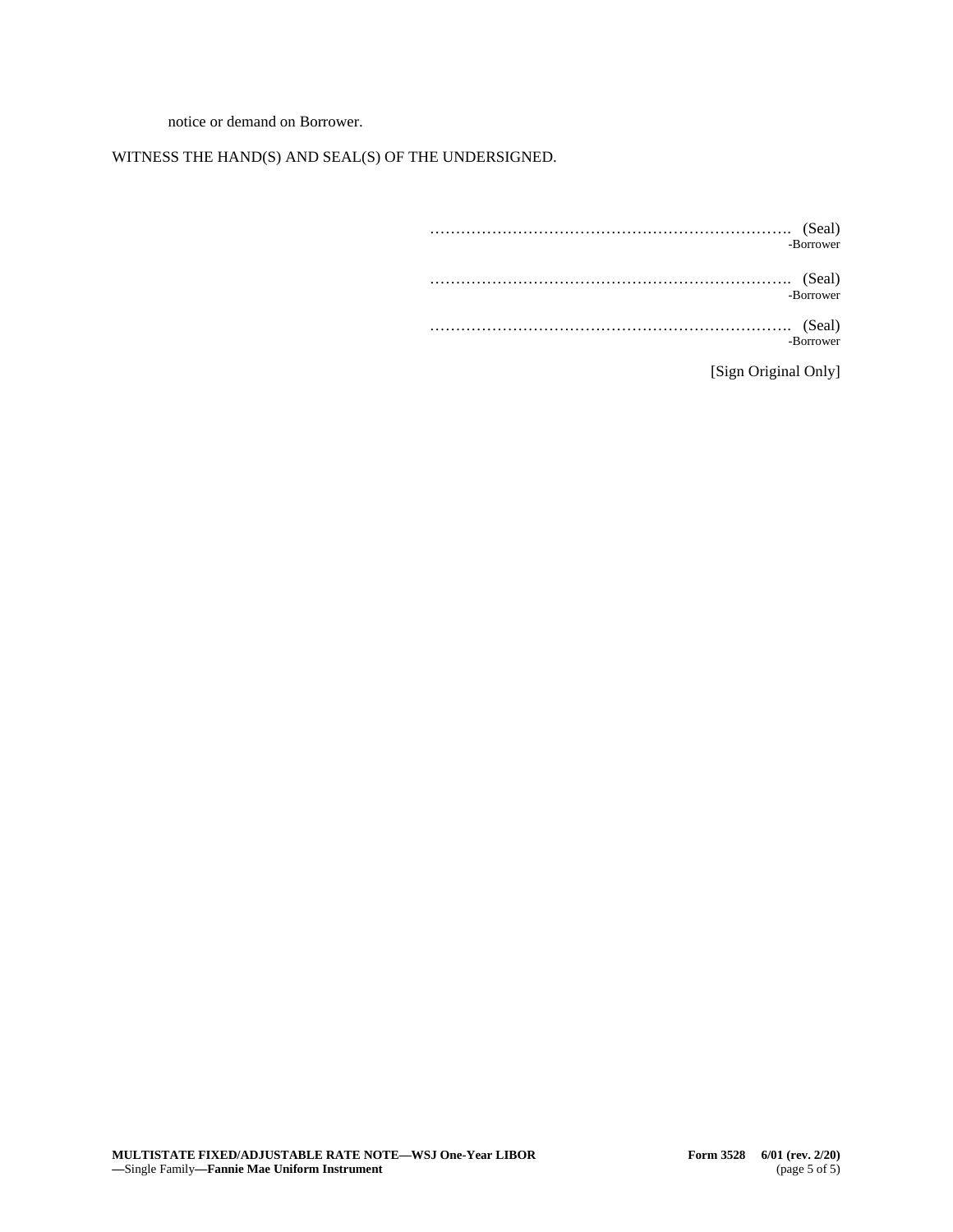notice or demand on Borrower.

WITNESS THE HAND(S) AND SEAL(S) OF THE UNDERSIGNED.

………………………………………………………………. (Seal)
-Borrower

………………………………………………………………. (Seal)
-Borrower

………………………………………………………………. (Seal)
-Borrower

[Sign Original Only]